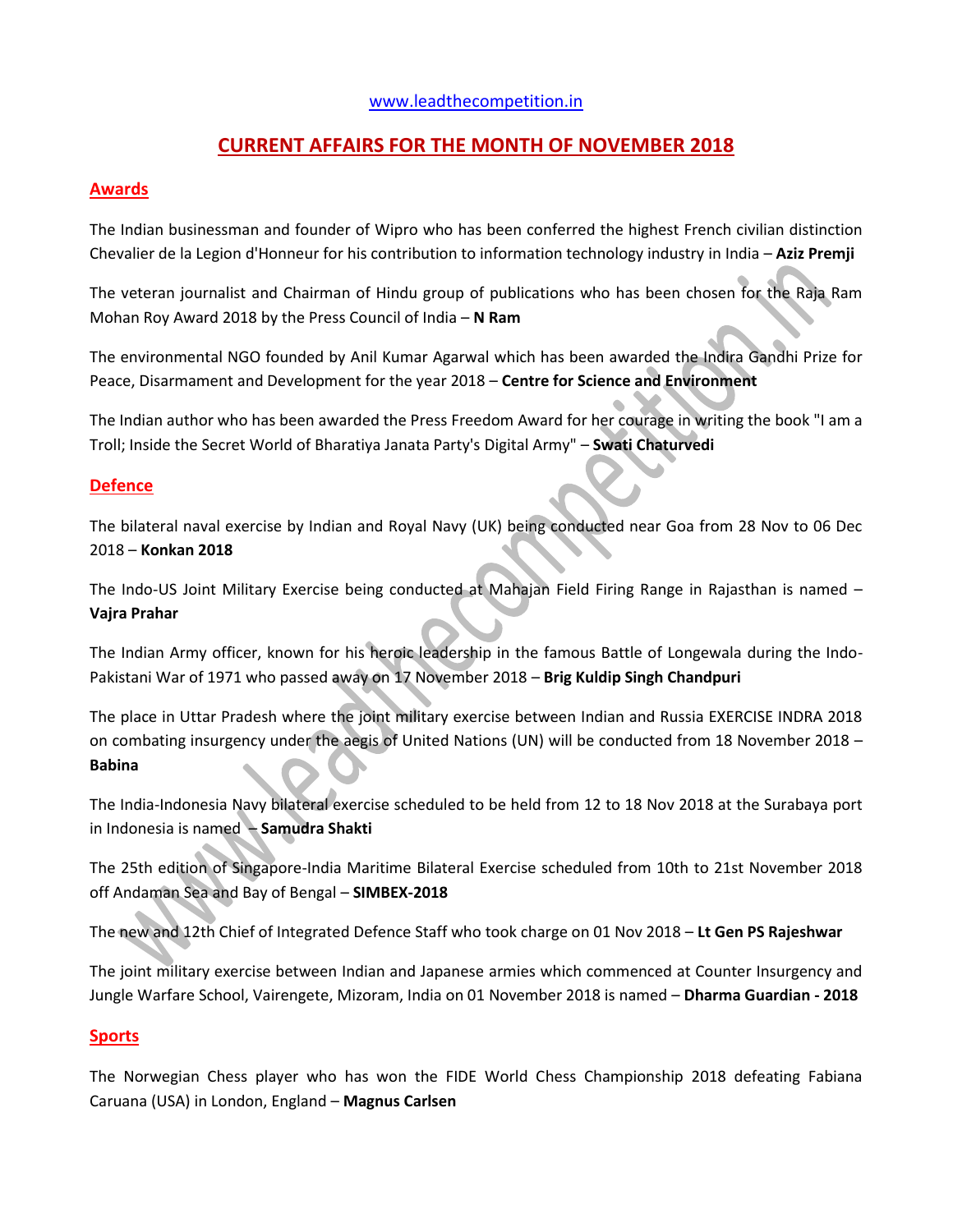www.leadthecompetition.in

# CURRENT AFFAIRS FOR THE MONTH OF NOVEMBER 2018

## Awards

The Indian businessman and founder of Wipro who has been conferred the highest French civilian distinction Chevalier de la Legion d'Honneur for his contribution to information technology industry in India – **Aziz Premji**

The veteran journalist and Chairman of Hindu group of publications who has been chosen for the Raja Ram Mohan Roy Award 2018 by the Press Council of India – **N Ram**

The environmental NGO founded by Anil Kumar Agarwal which has been awarded the Indira Gandhi Prize for Peace, Disarmament and Development for the year 2018 – **Centre for Science and Environment**

The Indian author who has been awarded the Press Freedom Award for her courage in writing the book "I am a Troll; Inside the Secret World of Bharatiya Janata Party's Digital Army" – **Swati Chaturvedi**

## Defence

The bilateral naval exercise by Indian and Royal Navy (UK) being conducted near Goa from 28 Nov to 06 Dec 2018 – **Konkan 2018**

The Indo-US Joint Military Exercise being conducted at Mahajan Field Firing Range in Rajasthan is named – **Vajra Prahar**

The Indian Army officer, known for his heroic leadership in the famous Battle of Longewala during the Indo-Pakistani War of 1971 who passed away on 17 November 2018 – **Brig Kuldip Singh Chandpuri**

The place in Uttar Pradesh where the joint military exercise between Indian and Russia EXERCISE INDRA 2018 on combating insurgency under the aegis of United Nations (UN) will be conducted from 18 November 2018 – **Babina**

The India-Indonesia Navy bilateral exercise scheduled to be held from 12 to 18 Nov 2018 at the Surabaya port in Indonesia is named – **Samudra Shakti**

The 25th edition of Singapore-India Maritime Bilateral Exercise scheduled from 10th to 21st November 2018 off Andaman Sea and Bay of Bengal – **SIMBEX-2018**

The new and 12th Chief of Integrated Defence Staff who took charge on 01 Nov 2018 – **Lt Gen PS Rajeshwar**

The joint military exercise between Indian and Japanese armies which commenced at Counter Insurgency and Jungle Warfare School, Vairengete, Mizoram, India on 01 November 2018 is named – **Dharma Guardian - 2018**

## Sports

The Norwegian Chess player who has won the FIDE World Chess Championship 2018 defeating Fabiana Caruana (USA) in London, England – **Magnus Carlsen**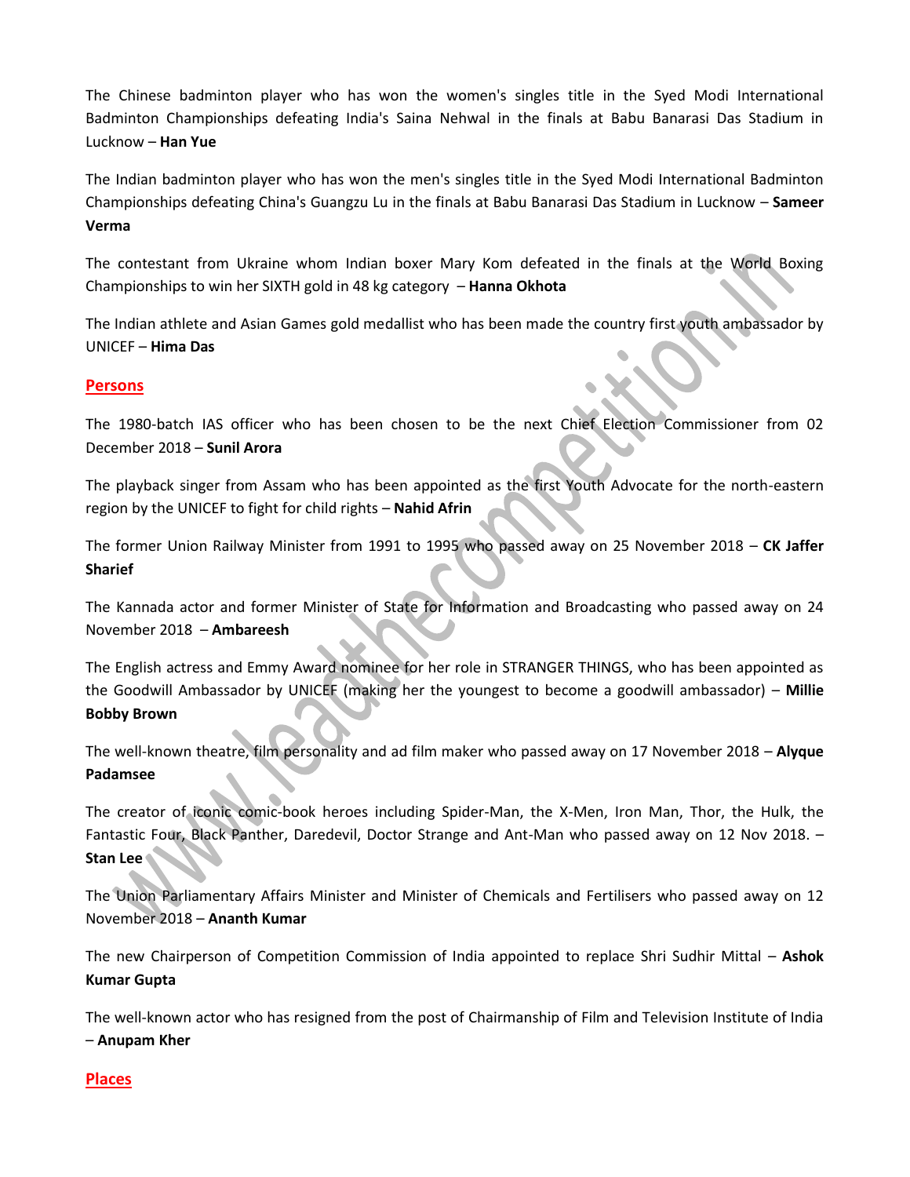The Chinese badminton player who has won the women's singles title in the Syed Modi International Badminton Championships defeating India's Saina Nehwal in the finals at Babu Banarasi Das Stadium in Lucknow – **Han Yue**

The Indian badminton player who has won the men's singles title in the Syed Modi International Badminton Championships defeating China's Guangzu Lu in the finals at Babu Banarasi Das Stadium in Lucknow – **Sameer Verma**

The contestant from Ukraine whom Indian boxer Mary Kom defeated in the finals at the World Boxing Championships to win her SIXTH gold in 48 kg category – **Hanna Okhota**

The Indian athlete and Asian Games gold medallist who has been made the country first youth ambassador by UNICEF – **Hima Das**

## Persons

The 1980-batch IAS officer who has been chosen to be the next Chief Election Commissioner from 02 December 2018 – **Sunil Arora**

The playback singer from Assam who has been appointed as the first Youth Advocate for the north-eastern region by the UNICEF to fight for child rights – **Nahid Afrin**

The former Union Railway Minister from 1991 to 1995 who passed away on 25 November 2018 – **CK Jaffer Sharief**

The Kannada actor and former Minister of State for Information and Broadcasting who passed away on 24 November 2018 – **Ambareesh**

The English actress and Emmy Award nominee for her role in STRANGER THINGS, who has been appointed as the Goodwill Ambassador by UNICEF (making her the youngest to become a goodwill ambassador) – **Millie Bobby Brown**

The well-known theatre, film personality and ad film maker who passed away on 17 November 2018 – **Alyque Padamsee**

The creator of iconic comic-book heroes including Spider-Man, the X-Men, Iron Man, Thor, the Hulk, the Fantastic Four, Black Panther, Daredevil, Doctor Strange and Ant-Man who passed away on 12 Nov 2018. – **Stan Lee**

The Union Parliamentary Affairs Minister and Minister of Chemicals and Fertilisers who passed away on 12 November 2018 – **Ananth Kumar**

The new Chairperson of Competition Commission of India appointed to replace Shri Sudhir Mittal – **Ashok Kumar Gupta**

The well-known actor who has resigned from the post of Chairmanship of Film and Television Institute of India – **Anupam Kher**

## Places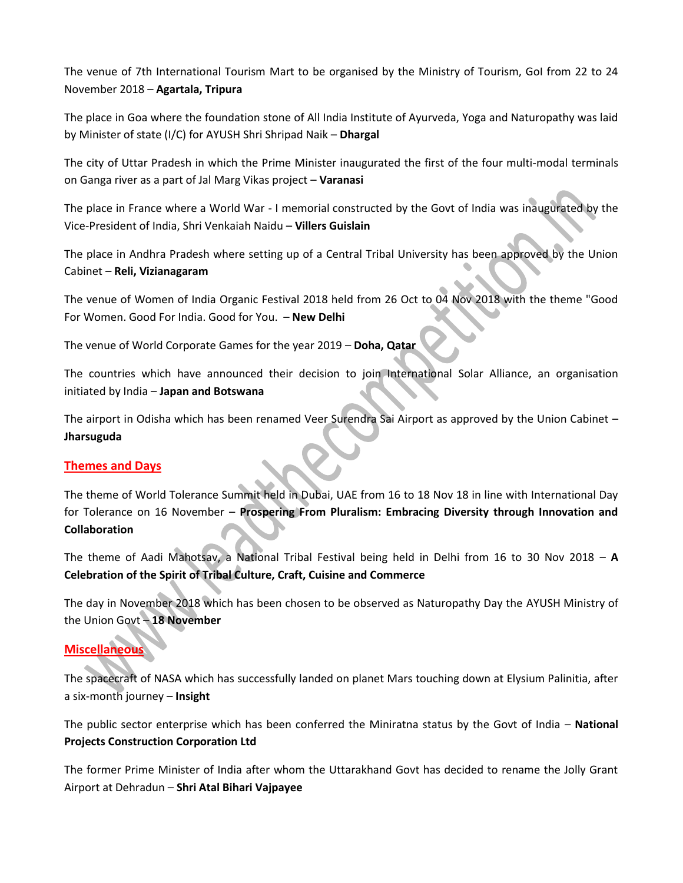The venue of 7th International Tourism Mart to be organised by the Ministry of Tourism, GoI from 22 to 24 November 2018 – **Agartala, Tripura**

The place in Goa where the foundation stone of All India Institute of Ayurveda, Yoga and Naturopathy was laid by Minister of state (I/C) for AYUSH Shri Shripad Naik – **Dhargal**

The city of Uttar Pradesh in which the Prime Minister inaugurated the first of the four multi-modal terminals on Ganga river as a part of Jal Marg Vikas project – **Varanasi**

The place in France where a World War - I memorial constructed by the Govt of India was inaugurated by the Vice-President of India, Shri Venkaiah Naidu – **Villers Guislain**

The place in Andhra Pradesh where setting up of a Central Tribal University has been approved by the Union Cabinet – **Reli, Vizianagaram**

The venue of Women of India Organic Festival 2018 held from 26 Oct to 04 Nov 2018 with the theme "Good For Women. Good For India. Good for You. – **New Delhi**

The venue of World Corporate Games for the year 2019 – **Doha, Qatar**

The countries which have announced their decision to join International Solar Alliance, an organisation initiated by India – **Japan and Botswana**

The airport in Odisha which has been renamed Veer Surendra Sai Airport as approved by the Union Cabinet – **Jharsuguda**

## Themes and Days

The theme of World Tolerance Summit held in Dubai, UAE from 16 to 18 Nov 18 in line with International Day for Tolerance on 16 November – **Prospering From Pluralism: Embracing Diversity through Innovation and Collaboration**

The theme of Aadi Mahotsav, a National Tribal Festival being held in Delhi from 16 to 30 Nov 2018 – **A Celebration of the Spirit of Tribal Culture, Craft, Cuisine and Commerce**

The day in November 2018 which has been chosen to be observed as Naturopathy Day the AYUSH Ministry of the Union Govt – **18 November**

## Miscellaneous

The spacecraft of NASA which has successfully landed on planet Mars touching down at Elysium Palinitia, after a six-month journey – **Insight**

The public sector enterprise which has been conferred the Miniratna status by the Govt of India – **National Projects Construction Corporation Ltd**

The former Prime Minister of India after whom the Uttarakhand Govt has decided to rename the Jolly Grant Airport at Dehradun – **Shri Atal Bihari Vajpayee**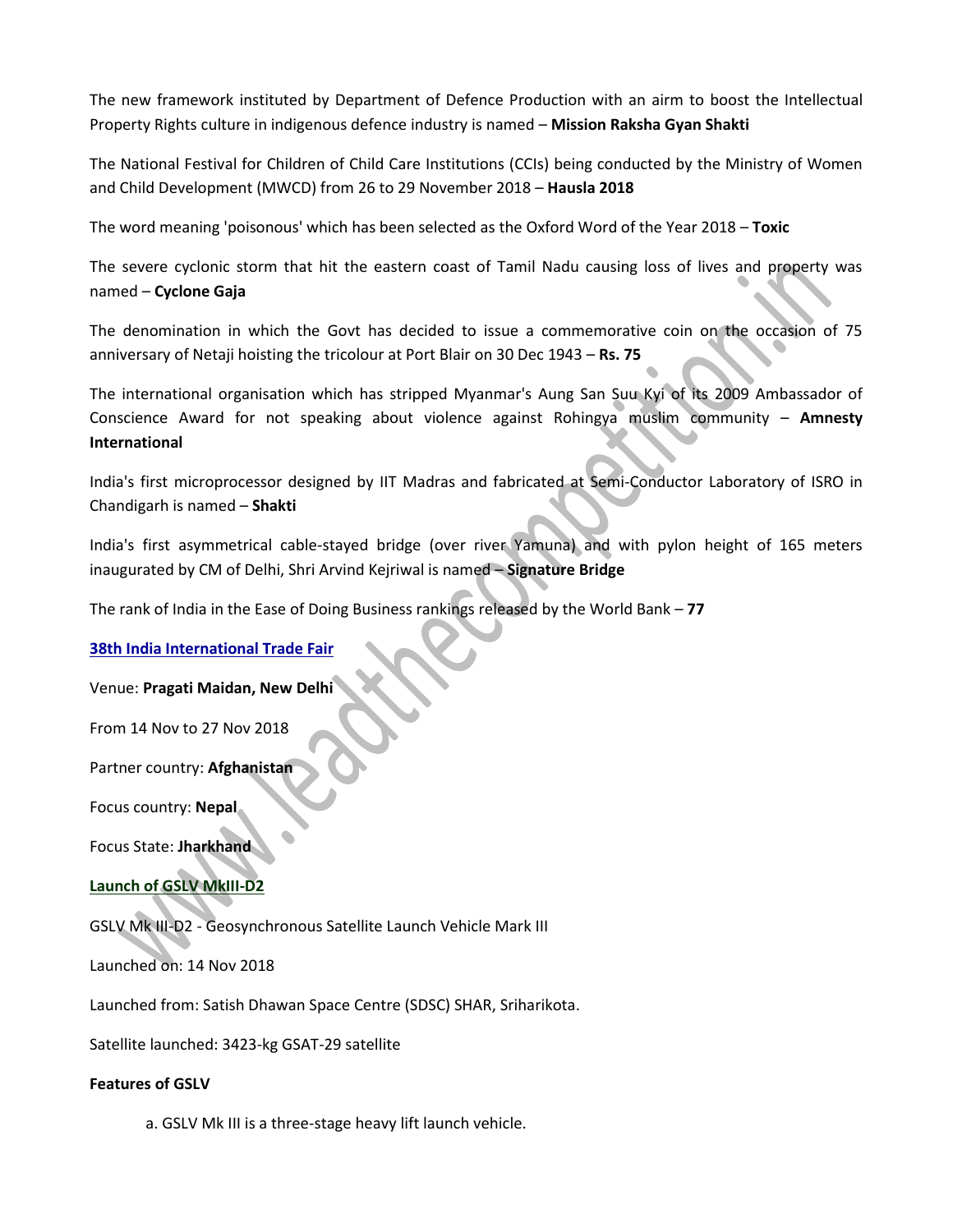The new framework instituted by Department of Defence Production with an airm to boost the Intellectual Property Rights culture in indigenous defence industry is named – **Mission Raksha Gyan Shakti**

The National Festival for Children of Child Care Institutions (CCIs) being conducted by the Ministry of Women and Child Development (MWCD) from 26 to 29 November 2018 – **Hausla 2018**

The word meaning 'poisonous' which has been selected as the Oxford Word of the Year 2018 – **Toxic**

The severe cyclonic storm that hit the eastern coast of Tamil Nadu causing loss of lives and property was named – **Cyclone Gaja**

The denomination in which the Govt has decided to issue a commemorative coin on the occasion of 75 anniversary of Netaji hoisting the tricolour at Port Blair on 30 Dec 1943 – **Rs. 75**

The international organisation which has stripped Myanmar's Aung San Suu Kyi of its 2009 Ambassador of Conscience Award for not speaking about violence against Rohingya muslim community – **Amnesty International**

India's first microprocessor designed by IIT Madras and fabricated at Semi-Conductor Laboratory of ISRO in Chandigarh is named – **Shakti**

India's first asymmetrical cable-stayed bridge (over river Yamuna) and with pylon height of 165 meters inaugurated by CM of Delhi, Shri Arvind Kejriwal is named – **Signature Bridge**

The rank of India in the Ease of Doing Business rankings released by the World Bank – **77**

**38th India International Trade Fair**

Venue: **Pragati Maidan, New Delhi**

From 14 Nov to 27 Nov 2018

Partner country: **Afghanistan**

Focus country: **Nepal**

Focus State: **Jharkhand**

**Launch of GSLV MkIII-D2**

GSLV Mk III-D2 - Geosynchronous Satellite Launch Vehicle Mark III

Launched on: 14 Nov 2018

Launched from: Satish Dhawan Space Centre (SDSC) SHAR, Sriharikota.

Satellite launched: 3423-kg GSAT-29 satellite

**Features of GSLV**

a. GSLV Mk III is a three-stage heavy lift launch vehicle.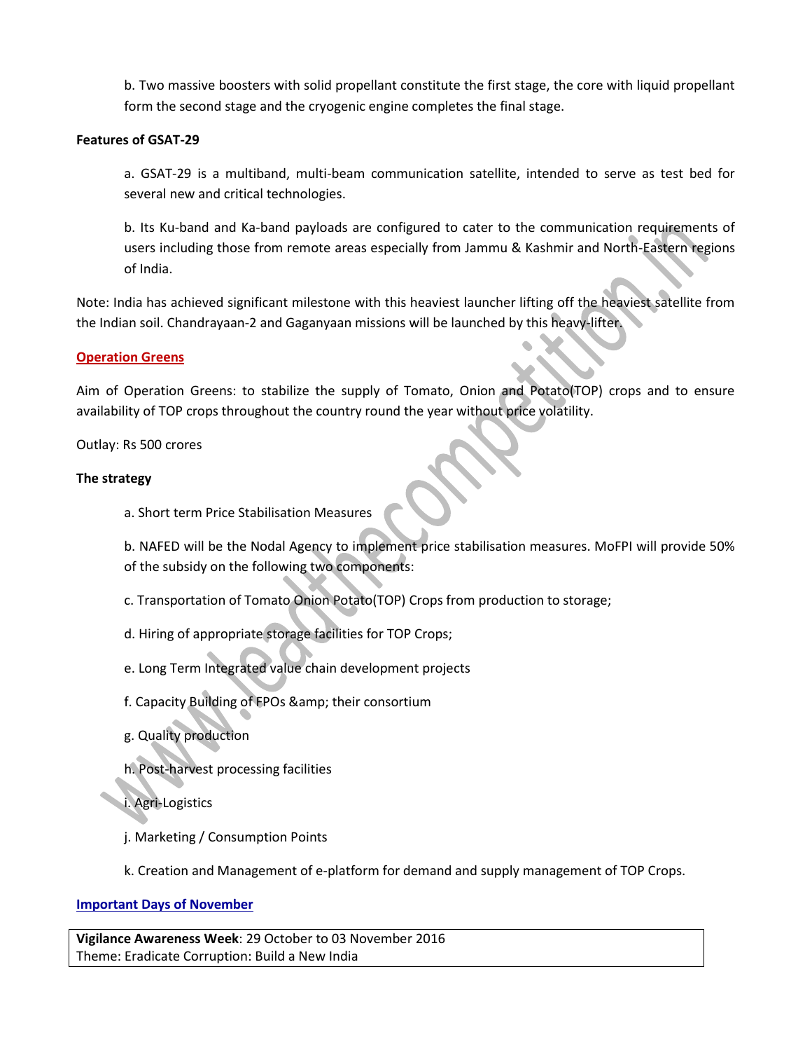b. Two massive boosters with solid propellant constitute the first stage, the core with liquid propellant form the second stage and the cryogenic engine completes the final stage.

**Features of GSAT-29**

a. GSAT-29 is a multiband, multi-beam communication satellite, intended to serve as test bed for several new and critical technologies.

b. Its Ku-band and Ka-band payloads are configured to cater to the communication requirements of users including those from remote areas especially from Jammu & Kashmir and North-Eastern regions of India.

Note: India has achieved significant milestone with this heaviest launcher lifting off the heaviest satellite from the Indian soil. Chandrayaan-2 and Gaganyaan missions will be launched by this heavy-lifter.

## Operation Greens

Aim of Operation Greens: to stabilize the supply of Tomato, Onion and Potato(TOP) crops and to ensure availability of TOP crops throughout the country round the year without price volatility.

Outlay: Rs 500 crores

**The strategy**

a. Short term Price Stabilisation Measures

b. NAFED will be the Nodal Agency to implement price stabilisation measures. MoFPI will provide 50% of the subsidy on the following two components:

c. Transportation of Tomato Onion Potato(TOP) Crops from production to storage;

d. Hiring of appropriate storage facilities for TOP Crops;

e. Long Term Integrated value chain development projects

f. Capacity Building of FPOs &amp; their consortium

g. Quality production

h. Post-harvest processing facilities

i. Agri-Logistics

j. Marketing / Consumption Points

k. Creation and Management of e-platform for demand and supply management of TOP Crops.

## Important Days of November

**Vigilance Awareness Week**: 29 October to 03 November 2016
Theme: Eradicate Corruption: Build a New India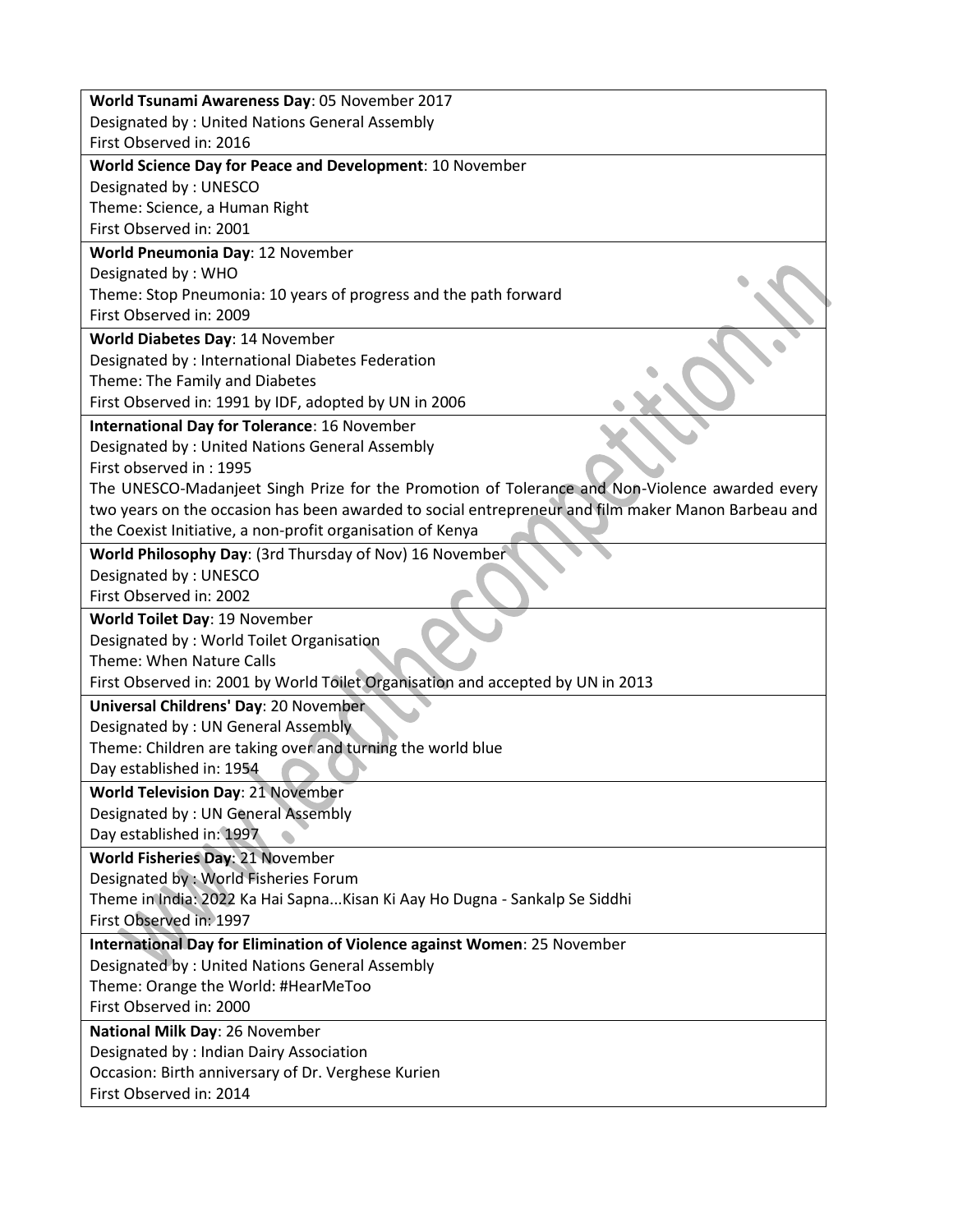**World Tsunami Awareness Day**: 05 November 2017
Designated by : United Nations General Assembly
First Observed in: 2016

**World Science Day for Peace and Development**: 10 November
Designated by : UNESCO
Theme: Science, a Human Right
First Observed in: 2001

**World Pneumonia Day**: 12 November
Designated by : WHO
Theme: Stop Pneumonia: 10 years of progress and the path forward
First Observed in: 2009

**World Diabetes Day**: 14 November
Designated by : International Diabetes Federation
Theme: The Family and Diabetes
First Observed in: 1991 by IDF, adopted by UN in 2006

**International Day for Tolerance**: 16 November
Designated by : United Nations General Assembly
First observed in : 1995
The UNESCO-Madanjeet Singh Prize for the Promotion of Tolerance and Non-Violence awarded every two years on the occasion has been awarded to social entrepreneur and film maker Manon Barbeau and the Coexist Initiative, a non-profit organisation of Kenya

**World Philosophy Day**: (3rd Thursday of Nov) 16 November
Designated by : UNESCO
First Observed in: 2002

**World Toilet Day**: 19 November
Designated by : World Toilet Organisation
Theme: When Nature Calls
First Observed in: 2001 by World Toilet Organisation and accepted by UN in 2013

**Universal Childrens' Day**: 20 November
Designated by : UN General Assembly
Theme: Children are taking over and turning the world blue
Day established in: 1954

**World Television Day**: 21 November
Designated by : UN General Assembly
Day established in: 1997

**World Fisheries Day**: 21 November
Designated by : World Fisheries Forum
Theme in India: 2022 Ka Hai Sapna...Kisan Ki Aay Ho Dugna - Sankalp Se Siddhi
First Observed in: 1997

**International Day for Elimination of Violence against Women**: 25 November
Designated by : United Nations General Assembly
Theme: Orange the World: #HearMeToo
First Observed in: 2000

**National Milk Day**: 26 November
Designated by : Indian Dairy Association
Occasion: Birth anniversary of Dr. Verghese Kurien
First Observed in: 2014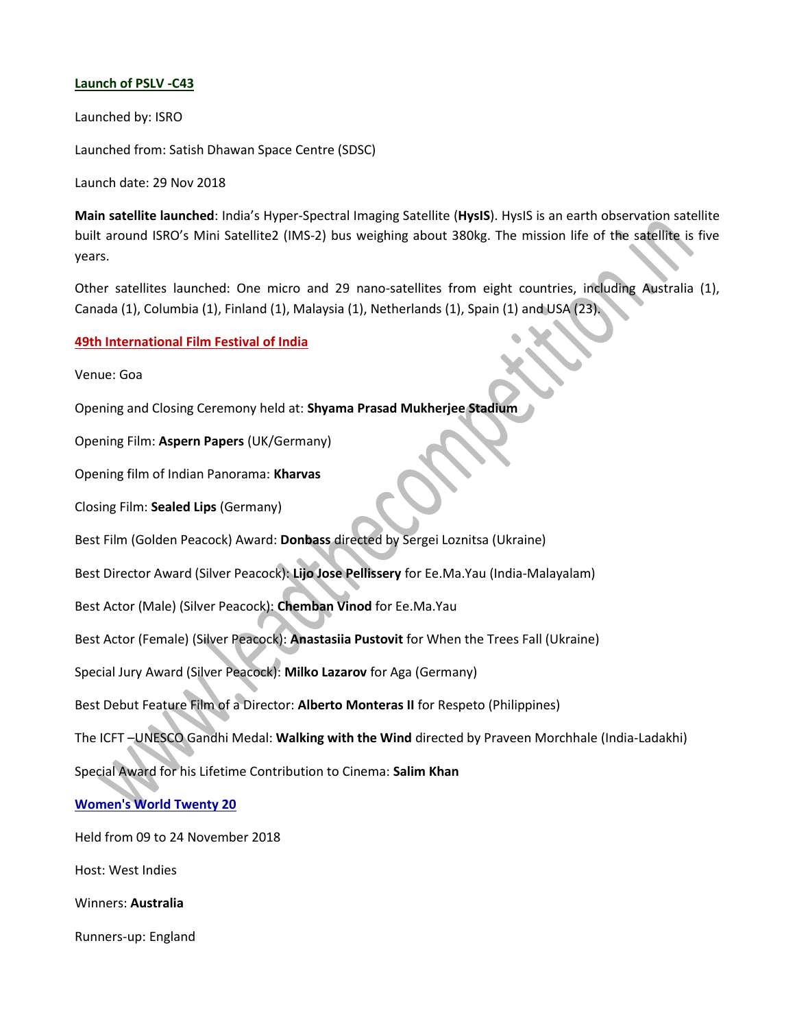## Launch of PSLV -C43

Launched by: ISRO

Launched from: Satish Dhawan Space Centre (SDSC)

Launch date: 29 Nov 2018

**Main satellite launched**: India's Hyper-Spectral Imaging Satellite (**HysIS**). HysIS is an earth observation satellite built around ISRO's Mini Satellite2 (IMS-2) bus weighing about 380kg. The mission life of the satellite is five years.

Other satellites launched: One micro and 29 nano-satellites from eight countries, including Australia (1), Canada (1), Columbia (1), Finland (1), Malaysia (1), Netherlands (1), Spain (1) and USA (23).

## 49th International Film Festival of India

Venue: Goa

Opening and Closing Ceremony held at: **Shyama Prasad Mukherjee Stadium**

Opening Film: **Aspern Papers** (UK/Germany)

Opening film of Indian Panorama: **Kharvas**

Closing Film: **Sealed Lips** (Germany)

Best Film (Golden Peacock) Award: **Donbass** directed by Sergei Loznitsa (Ukraine)

Best Director Award (Silver Peacock): **Lijo Jose Pellissery** for Ee.Ma.Yau (India-Malayalam)

Best Actor (Male) (Silver Peacock): **Chemban Vinod** for Ee.Ma.Yau

Best Actor (Female) (Silver Peacock): **Anastasiia Pustovit** for When the Trees Fall (Ukraine)

Special Jury Award (Silver Peacock): **Milko Lazarov** for Aga (Germany)

Best Debut Feature Film of a Director: **Alberto Monteras II** for Respeto (Philippines)

The ICFT –UNESCO Gandhi Medal: **Walking with the Wind** directed by Praveen Morchhale (India-Ladakhi)

Special Award for his Lifetime Contribution to Cinema: **Salim Khan**

## Women's World Twenty 20

Held from 09 to 24 November 2018

Host: West Indies

Winners: **Australia**

Runners-up: England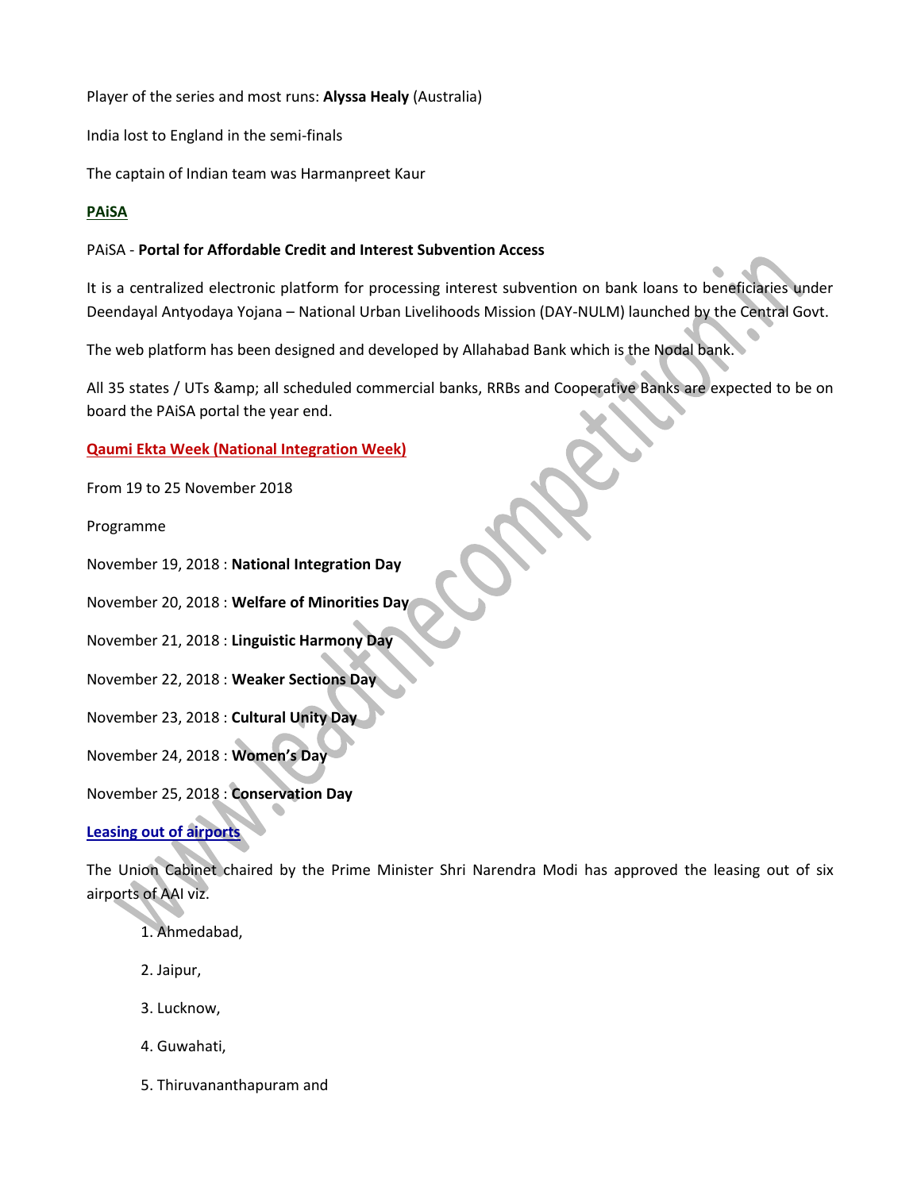Player of the series and most runs: **Alyssa Healy** (Australia)

India lost to England in the semi-finals

The captain of Indian team was Harmanpreet Kaur

## PAiSA

PAiSA - **Portal for Affordable Credit and Interest Subvention Access**

It is a centralized electronic platform for processing interest subvention on bank loans to beneficiaries under Deendayal Antyodaya Yojana – National Urban Livelihoods Mission (DAY-NULM) launched by the Central Govt.

The web platform has been designed and developed by Allahabad Bank which is the Nodal bank.

All 35 states / UTs &amp; all scheduled commercial banks, RRBs and Cooperative Banks are expected to be on board the PAiSA portal the year end.

## Qaumi Ekta Week (National Integration Week)

From 19 to 25 November 2018

Programme

November 19, 2018 : **National Integration Day**

November 20, 2018 : **Welfare of Minorities Day**

November 21, 2018 : **Linguistic Harmony Day**

November 22, 2018 : **Weaker Sections Day**

November 23, 2018 : **Cultural Unity Day**

November 24, 2018 : **Women's Day**

November 25, 2018 : **Conservation Day**

## Leasing out of airports

The Union Cabinet chaired by the Prime Minister Shri Narendra Modi has approved the leasing out of six airports of AAI viz.

1. Ahmedabad,
2. Jaipur,
3. Lucknow,
4. Guwahati,
5. Thiruvananthapuram and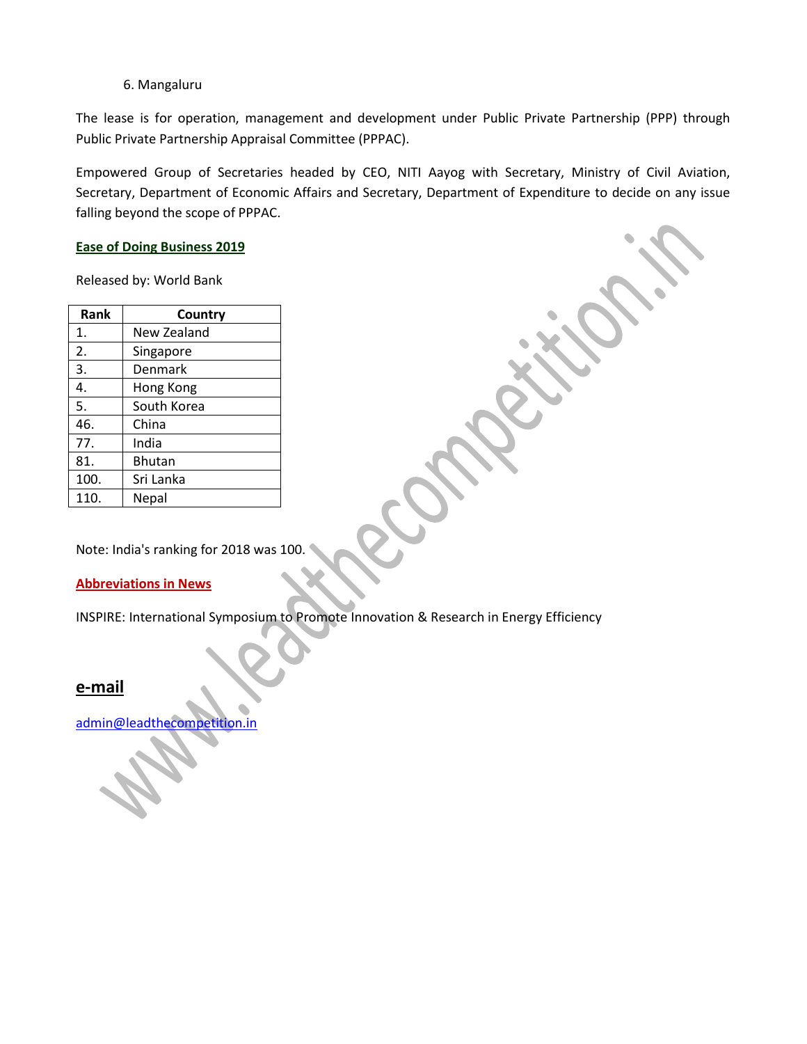6. Mangaluru

The lease is for operation, management and development under Public Private Partnership (PPP) through Public Private Partnership Appraisal Committee (PPPAC).

Empowered Group of Secretaries headed by CEO, NITI Aayog with Secretary, Ministry of Civil Aviation, Secretary, Department of Economic Affairs and Secretary, Department of Expenditure to decide on any issue falling beyond the scope of PPPAC.

**Ease of Doing Business 2019**

Released by: World Bank

| Rank | Country |
|---|---|
| 1. | New Zealand |
| 2. | Singapore |
| 3. | Denmark |
| 4. | Hong Kong |
| 5. | South Korea |
| 46. | China |
| 77. | India |
| 81. | Bhutan |
| 100. | Sri Lanka |
| 110. | Nepal |

Note: India's ranking for 2018 was 100.

**Abbreviations in News**

INSPIRE: International Symposium to Promote Innovation & Research in Energy Efficiency

## e-mail

admin@leadthecompetition.in